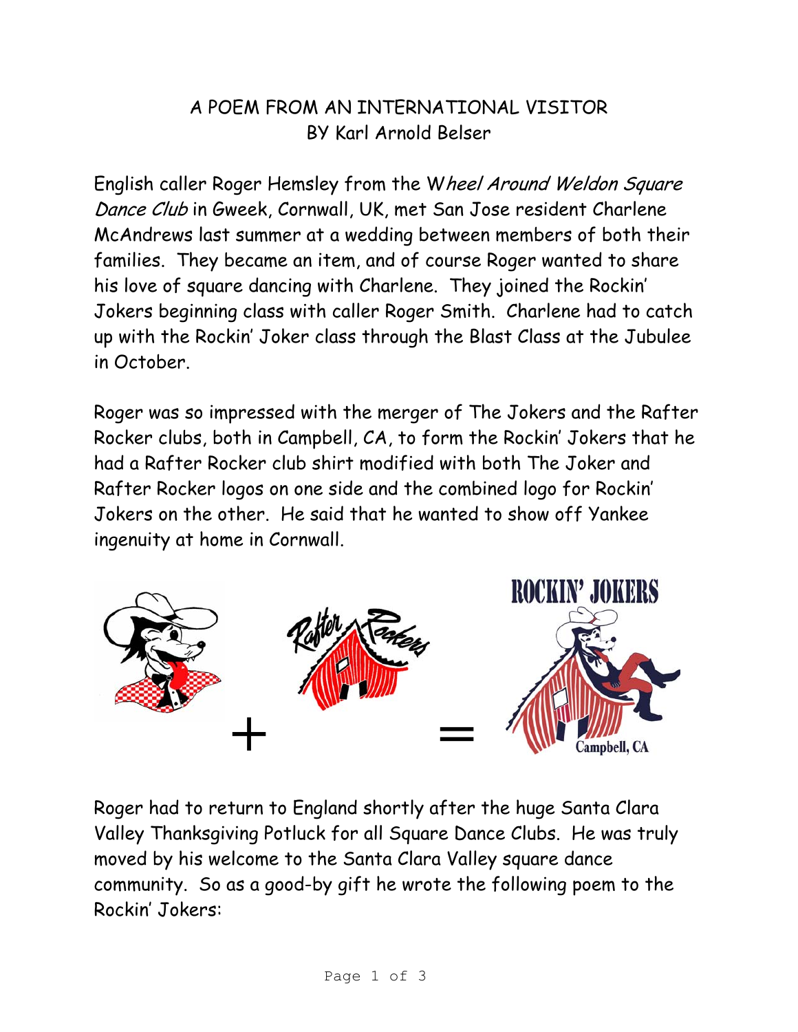# A POEM FROM AN INTERNATIONAL VISITOR
## BY Karl Arnold Belser

English caller Roger Hemsley from the *Wheel Around Weldon Square Dance Club* in Gweek, Cornwall, UK, met San Jose resident Charlene McAndrews last summer at a wedding between members of both their families. They became an item, and of course Roger wanted to share his love of square dancing with Charlene. They joined the Rockin' Jokers beginning class with caller Roger Smith. Charlene had to catch up with the Rockin' Joker class through the Blast Class at the Jubulee in October.

Roger was so impressed with the merger of The Jokers and the Rafter Rocker clubs, both in Campbell, CA, to form the Rockin' Jokers that he had a Rafter Rocker club shirt modified with both The Joker and Rafter Rocker logos on one side and the combined logo for Rockin' Jokers on the other. He said that he wanted to show off Yankee ingenuity at home in Cornwall.

Roger had to return to England shortly after the huge Santa Clara Valley Thanksgiving Potluck for all Square Dance Clubs. He was truly moved by his welcome to the Santa Clara Valley square dance community. So as a good-by gift he wrote the following poem to the Rockin' Jokers: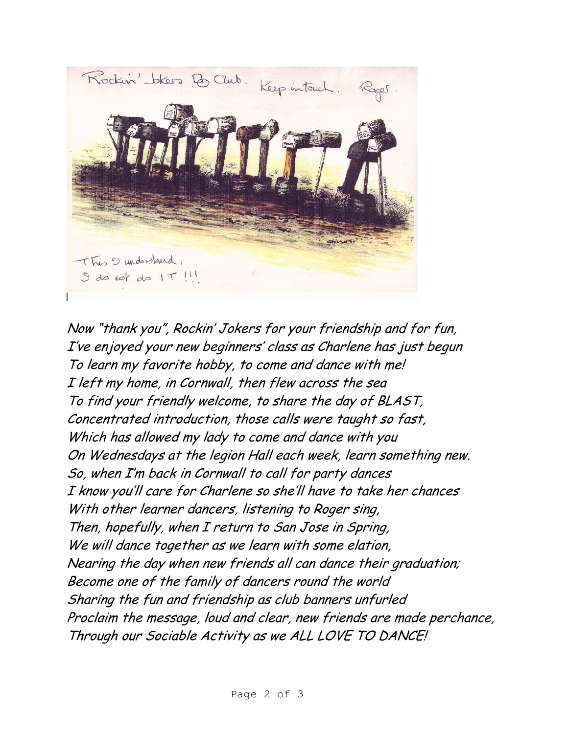Rockin' Jokers SD Club. Keep in touch. Roger.

This I understand,
I do not do IT!!!

*Now "thank you", Rockin' Jokers for your friendship and for fun,*
*I've enjoyed your new beginners' class as Charlene has just begun*
*To learn my favorite hobby, to come and dance with me!*
*I left my home, in Cornwall, then flew across the sea*
*To find your friendly welcome, to share the day of BLAST,*
*Concentrated introduction, those calls were taught so fast,*
*Which has allowed my lady to come and dance with you*
*On Wednesdays at the legion Hall each week, learn something new.*
*So, when I'm back in Cornwall to call for party dances*
*I know you'll care for Charlene so she'll have to take her chances*
*With other learner dancers, listening to Roger sing,*
*Then, hopefully, when I return to San Jose in Spring,*
*We will dance together as we learn with some elation,*
*Nearing the day when new friends all can dance their graduation;*
*Become one of the family of dancers round the world*
*Sharing the fun and friendship as club banners unfurled*
*Proclaim the message, loud and clear, new friends are made perchance,*
*Through our Sociable Activity as we ALL LOVE TO DANCE!*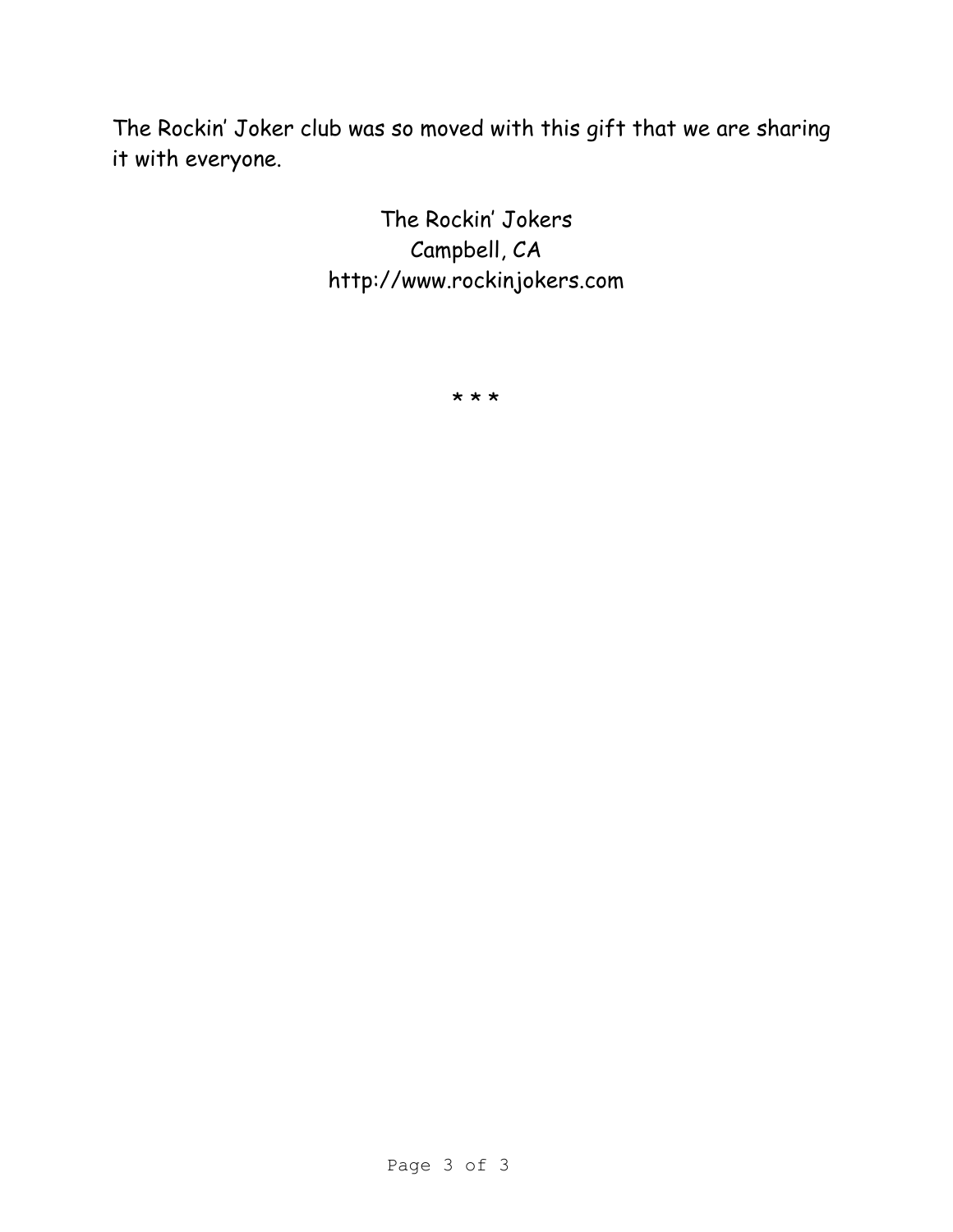The Rockin' Joker club was so moved with this gift that we are sharing it with everyone.

The Rockin' Jokers
Campbell, CA
http://www.rockinjokers.com

* * *